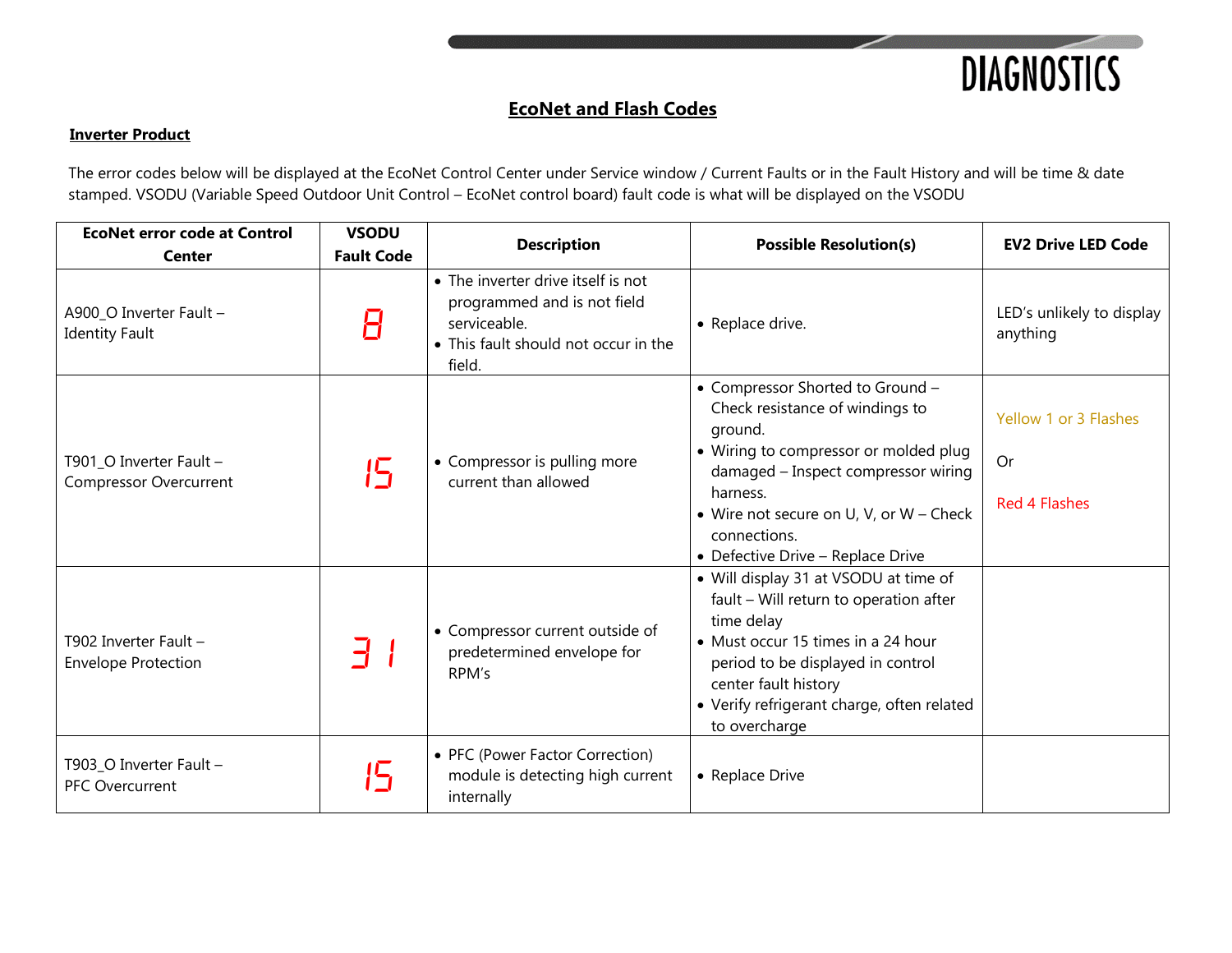# DIAGNOSTICS

## EcoNet and Flash Codes

**Inverter Product**

The error codes below will be displayed at the EcoNet Control Center under Service window / Current Faults or in the Fault History and will be time & date stamped. VSODU (Variable Speed Outdoor Unit Control – EcoNet control board) fault code is what will be displayed on the VSODU

| EcoNet error code at Control Center | VSODU Fault Code | Description | Possible Resolution(s) | EV2 Drive LED Code |
|---|---|---|---|---|
| A900_O Inverter Fault – Identity Fault | 8 | • The inverter drive itself is not programmed and is not field serviceable.<br>• This fault should not occur in the field. | • Replace drive. | LED's unlikely to display anything |
| T901_O Inverter Fault – Compressor Overcurrent | 15 | • Compressor is pulling more current than allowed | • Compressor Shorted to Ground – Check resistance of windings to ground.<br>• Wiring to compressor or molded plug damaged – Inspect compressor wiring harness.<br>• Wire not secure on U, V, or W – Check connections.<br>• Defective Drive – Replace Drive | Yellow 1 or 3 Flashes<br><br>Or<br><br>Red 4 Flashes |
| T902 Inverter Fault – Envelope Protection | 31 | • Compressor current outside of predetermined envelope for RPM's | • Will display 31 at VSODU at time of fault – Will return to operation after time delay<br>• Must occur 15 times in a 24 hour period to be displayed in control center fault history<br>• Verify refrigerant charge, often related to overcharge | |
| T903_O Inverter Fault – PFC Overcurrent | 15 | • PFC (Power Factor Correction) module is detecting high current internally | • Replace Drive | |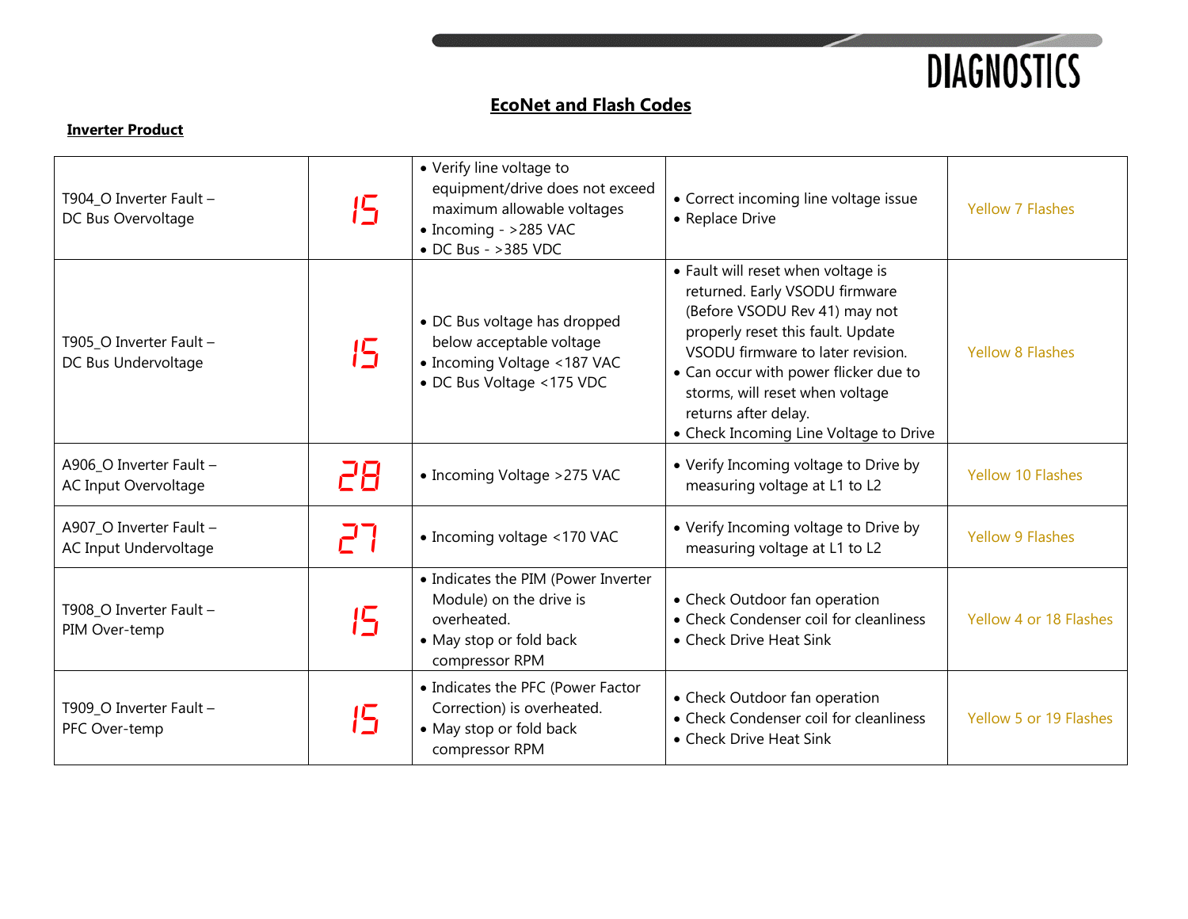## EcoNet and Flash Codes

**Inverter Product**

| | | | | |
|---|---|---|---|---|
| T904_O Inverter Fault – DC Bus Overvoltage | 15 | • Verify line voltage to equipment/drive does not exceed maximum allowable voltages<br>• Incoming - >285 VAC<br>• DC Bus - >385 VDC | • Correct incoming line voltage issue<br>• Replace Drive | Yellow 7 Flashes |
| T905_O Inverter Fault – DC Bus Undervoltage | 15 | • DC Bus voltage has dropped below acceptable voltage<br>• Incoming Voltage <187 VAC<br>• DC Bus Voltage <175 VDC | • Fault will reset when voltage is returned. Early VSODU firmware (Before VSODU Rev 41) may not properly reset this fault. Update VSODU firmware to later revision.<br>• Can occur with power flicker due to storms, will reset when voltage returns after delay.<br>• Check Incoming Line Voltage to Drive | Yellow 8 Flashes |
| A906_O Inverter Fault – AC Input Overvoltage | 28 | • Incoming Voltage >275 VAC | • Verify Incoming voltage to Drive by measuring voltage at L1 to L2 | Yellow 10 Flashes |
| A907_O Inverter Fault – AC Input Undervoltage | 27 | • Incoming voltage <170 VAC | • Verify Incoming voltage to Drive by measuring voltage at L1 to L2 | Yellow 9 Flashes |
| T908_O Inverter Fault – PIM Over-temp | 15 | • Indicates the PIM (Power Inverter Module) on the drive is overheated.<br>• May stop or fold back compressor RPM | • Check Outdoor fan operation<br>• Check Condenser coil for cleanliness<br>• Check Drive Heat Sink | Yellow 4 or 18 Flashes |
| T909_O Inverter Fault – PFC Over-temp | 15 | • Indicates the PFC (Power Factor Correction) is overheated.<br>• May stop or fold back compressor RPM | • Check Outdoor fan operation<br>• Check Condenser coil for cleanliness<br>• Check Drive Heat Sink | Yellow 5 or 19 Flashes |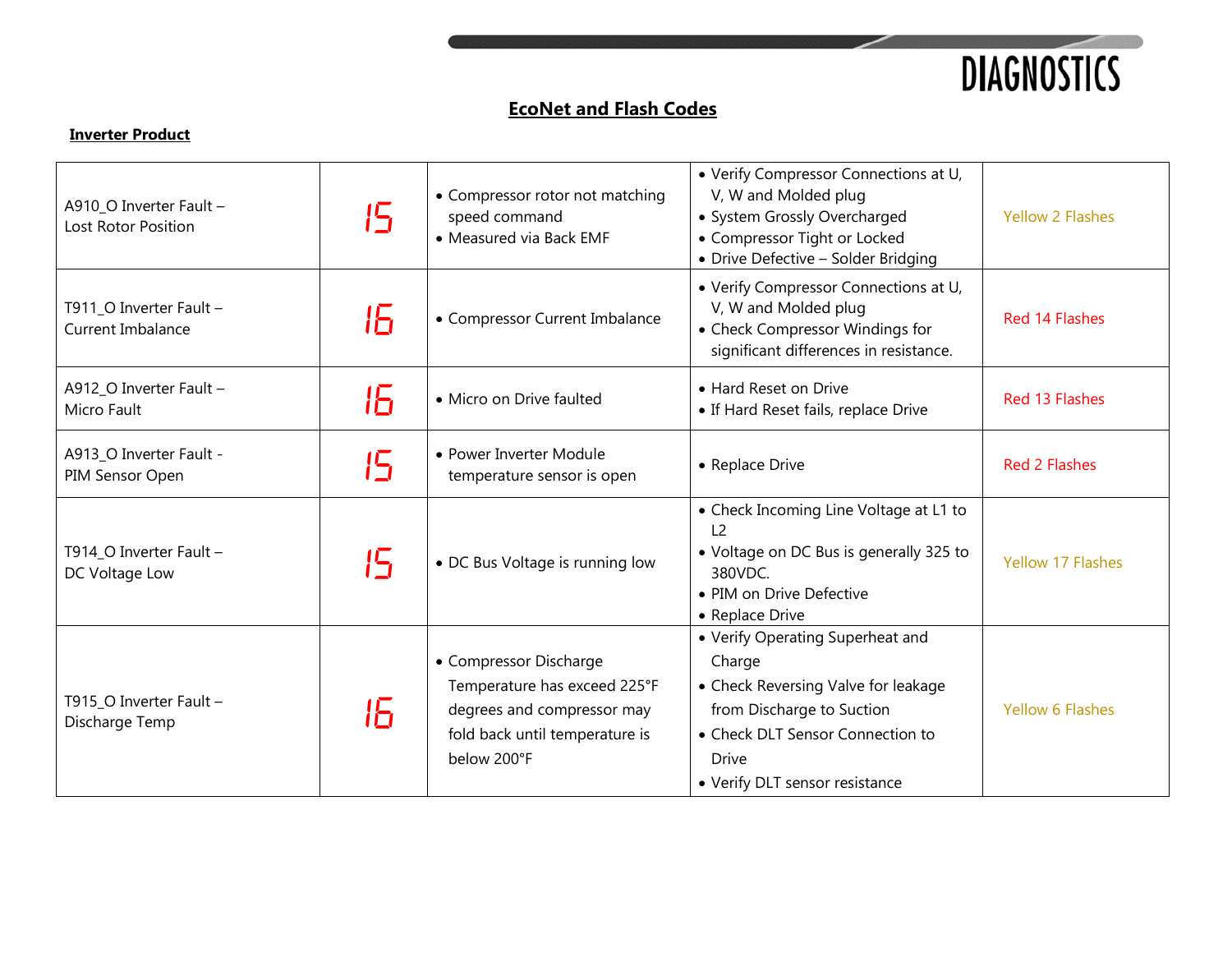## EcoNet and Flash Codes

**Inverter Product**

| | | | | |
|---|---|---|---|---|
| A910_O Inverter Fault – Lost Rotor Position | 15 | • Compressor rotor not matching speed command<br>• Measured via Back EMF | • Verify Compressor Connections at U, V, W and Molded plug<br>• System Grossly Overcharged<br>• Compressor Tight or Locked<br>• Drive Defective – Solder Bridging | Yellow 2 Flashes |
| T911_O Inverter Fault – Current Imbalance | 16 | • Compressor Current Imbalance | • Verify Compressor Connections at U, V, W and Molded plug<br>• Check Compressor Windings for significant differences in resistance. | Red 14 Flashes |
| A912_O Inverter Fault – Micro Fault | 16 | • Micro on Drive faulted | • Hard Reset on Drive<br>• If Hard Reset fails, replace Drive | Red 13 Flashes |
| A913_O Inverter Fault - PIM Sensor Open | 15 | • Power Inverter Module temperature sensor is open | • Replace Drive | Red 2 Flashes |
| T914_O Inverter Fault – DC Voltage Low | 15 | • DC Bus Voltage is running low | • Check Incoming Line Voltage at L1 to L2<br>• Voltage on DC Bus is generally 325 to 380VDC.<br>• PIM on Drive Defective<br>• Replace Drive | Yellow 17 Flashes |
| T915_O Inverter Fault – Discharge Temp | 16 | • Compressor Discharge Temperature has exceed 225°F degrees and compressor may fold back until temperature is below 200°F | • Verify Operating Superheat and Charge<br>• Check Reversing Valve for leakage from Discharge to Suction<br>• Check DLT Sensor Connection to Drive<br>• Verify DLT sensor resistance | Yellow 6 Flashes |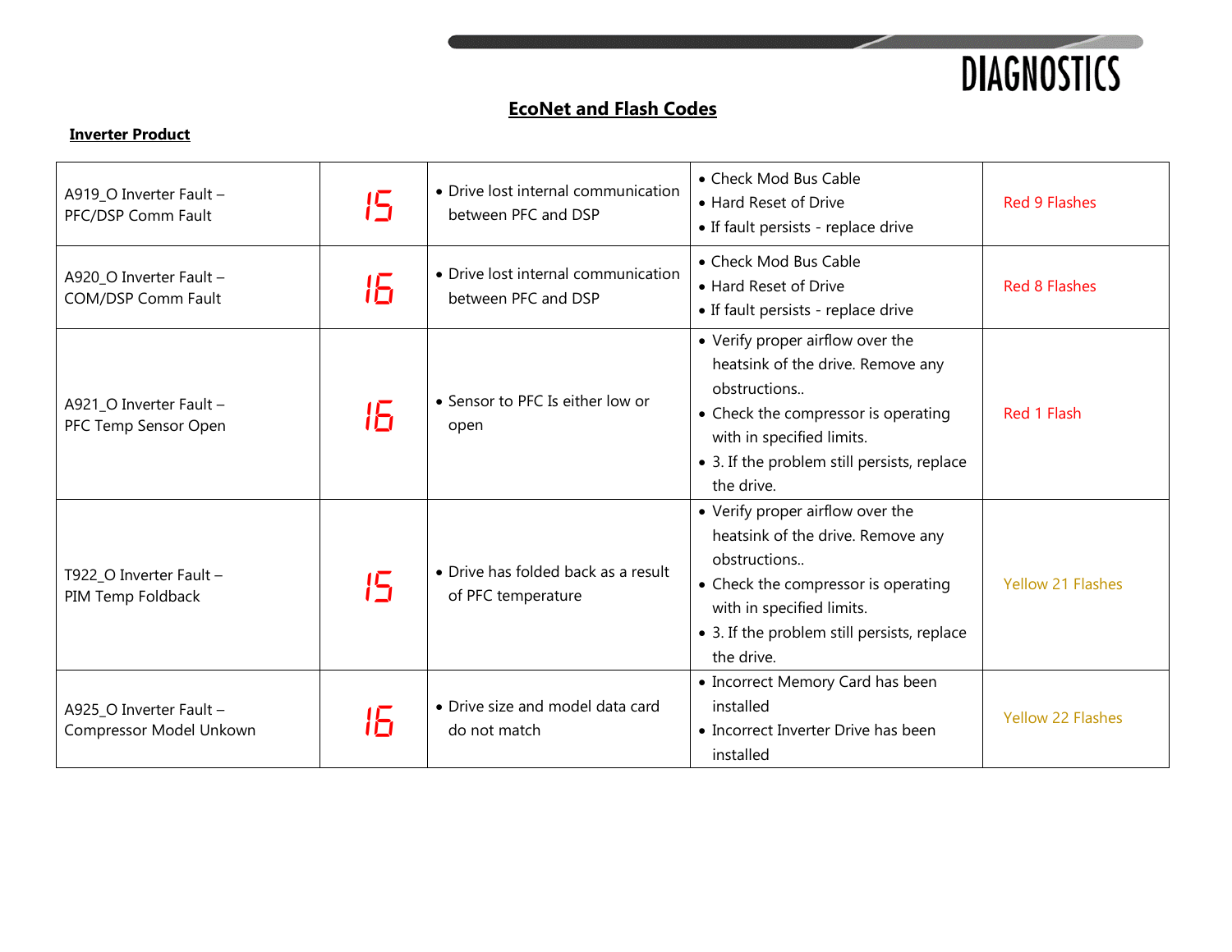## EcoNet and Flash Codes

**Inverter Product**

| | | | | |
|---|---|---|---|---|
| A919_O Inverter Fault – PFC/DSP Comm Fault | 15 | • Drive lost internal communication between PFC and DSP | • Check Mod Bus Cable<br>• Hard Reset of Drive<br>• If fault persists - replace drive | Red 9 Flashes |
| A920_O Inverter Fault – COM/DSP Comm Fault | 16 | • Drive lost internal communication between PFC and DSP | • Check Mod Bus Cable<br>• Hard Reset of Drive<br>• If fault persists - replace drive | Red 8 Flashes |
| A921_O Inverter Fault – PFC Temp Sensor Open | 16 | • Sensor to PFC Is either low or open | • Verify proper airflow over the heatsink of the drive. Remove any obstructions..<br>• Check the compressor is operating with in specified limits.<br>• 3. If the problem still persists, replace the drive. | Red 1 Flash |
| T922_O Inverter Fault – PIM Temp Foldback | 15 | • Drive has folded back as a result of PFC temperature | • Verify proper airflow over the heatsink of the drive. Remove any obstructions..<br>• Check the compressor is operating with in specified limits.<br>• 3. If the problem still persists, replace the drive. | Yellow 21 Flashes |
| A925_O Inverter Fault – Compressor Model Unkown | 16 | • Drive size and model data card do not match | • Incorrect Memory Card has been installed<br>• Incorrect Inverter Drive has been installed | Yellow 22 Flashes |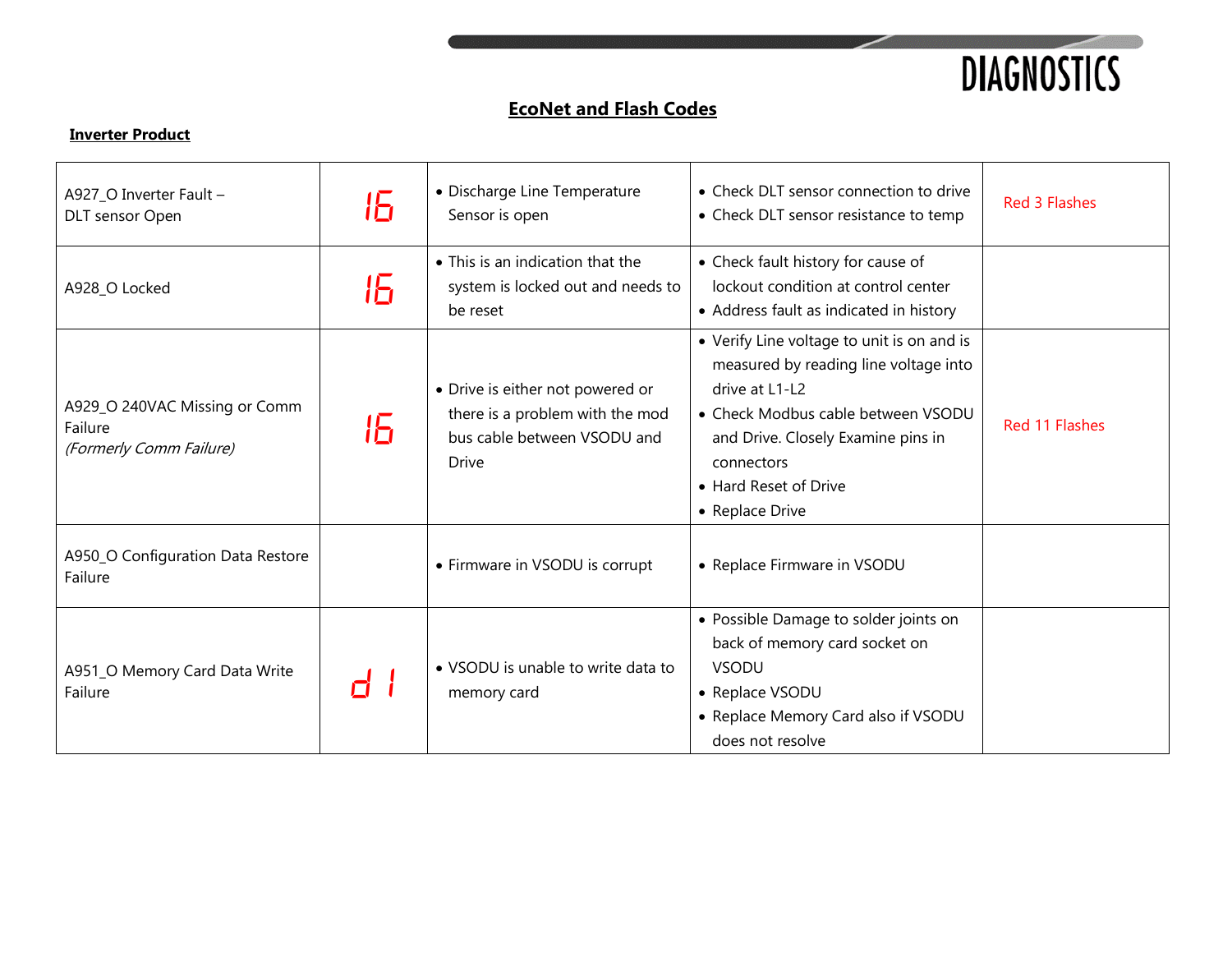# EcoNet and Flash Codes

**Inverter Product**

| | | | | |
|---|---|---|---|---|
| A927_O Inverter Fault – DLT sensor Open | 16 | • Discharge Line Temperature Sensor is open | • Check DLT sensor connection to drive<br>• Check DLT sensor resistance to temp | Red 3 Flashes |
| A928_O Locked | 16 | • This is an indication that the system is locked out and needs to be reset | • Check fault history for cause of lockout condition at control center<br>• Address fault as indicated in history | |
| A929_O 240VAC Missing or Comm Failure<br>*(Formerly Comm Failure)* | 16 | • Drive is either not powered or there is a problem with the mod bus cable between VSODU and Drive | • Verify Line voltage to unit is on and is measured by reading line voltage into drive at L1-L2<br>• Check Modbus cable between VSODU and Drive. Closely Examine pins in connectors<br>• Hard Reset of Drive<br>• Replace Drive | Red 11 Flashes |
| A950_O Configuration Data Restore Failure | | • Firmware in VSODU is corrupt | • Replace Firmware in VSODU | |
| A951_O Memory Card Data Write Failure | d 1 | • VSODU is unable to write data to memory card | • Possible Damage to solder joints on back of memory card socket on VSODU<br>• Replace VSODU<br>• Replace Memory Card also if VSODU does not resolve | |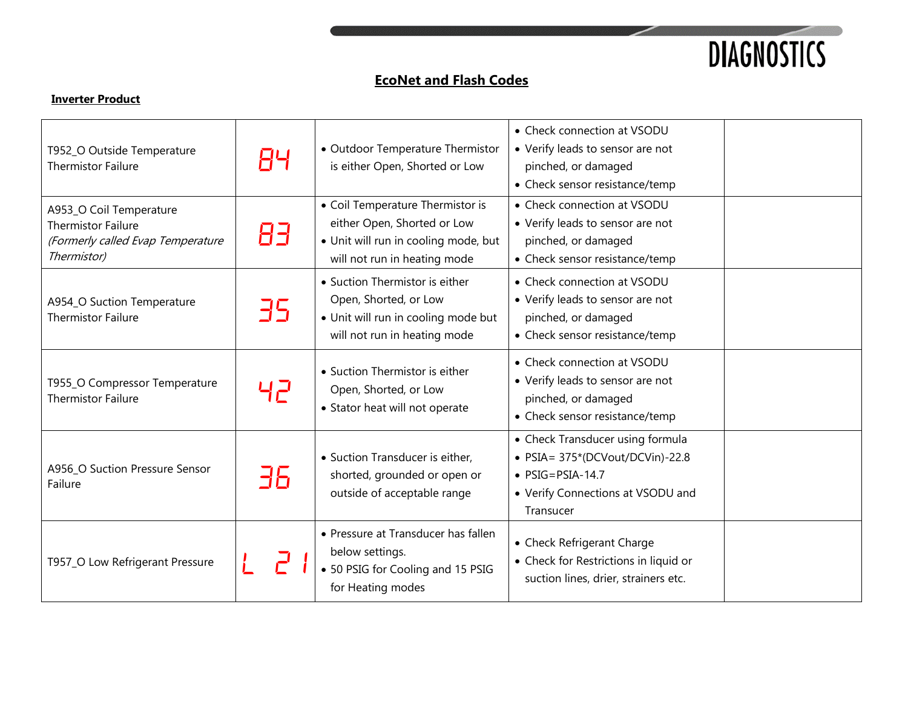## EcoNet and Flash Codes

**Inverter Product**

| | | | | |
|---|---|---|---|---|
| T952_O Outside Temperature Thermistor Failure | 84 | • Outdoor Temperature Thermistor is either Open, Shorted or Low | • Check connection at VSODU<br>• Verify leads to sensor are not pinched, or damaged<br>• Check sensor resistance/temp | |
| A953_O Coil Temperature Thermistor Failure *(Formerly called Evap Temperature Thermistor)* | 83 | • Coil Temperature Thermistor is either Open, Shorted or Low<br>• Unit will run in cooling mode, but will not run in heating mode | • Check connection at VSODU<br>• Verify leads to sensor are not pinched, or damaged<br>• Check sensor resistance/temp | |
| A954_O Suction Temperature Thermistor Failure | 35 | • Suction Thermistor is either Open, Shorted, or Low<br>• Unit will run in cooling mode but will not run in heating mode | • Check connection at VSODU<br>• Verify leads to sensor are not pinched, or damaged<br>• Check sensor resistance/temp | |
| T955_O Compressor Temperature Thermistor Failure | 42 | • Suction Thermistor is either Open, Shorted, or Low<br>• Stator heat will not operate | • Check connection at VSODU<br>• Verify leads to sensor are not pinched, or damaged<br>• Check sensor resistance/temp | |
| A956_O Suction Pressure Sensor Failure | 36 | • Suction Transducer is either, shorted, grounded or open or outside of acceptable range | • Check Transducer using formula<br>• PSIA= 375*(DCVout/DCVin)-22.8<br>• PSIG=PSIA-14.7<br>• Verify Connections at VSODU and Transucer | |
| T957_O Low Refrigerant Pressure | L 21 | • Pressure at Transducer has fallen below settings.<br>• 50 PSIG for Cooling and 15 PSIG for Heating modes | • Check Refrigerant Charge<br>• Check for Restrictions in liquid or suction lines, drier, strainers etc. | |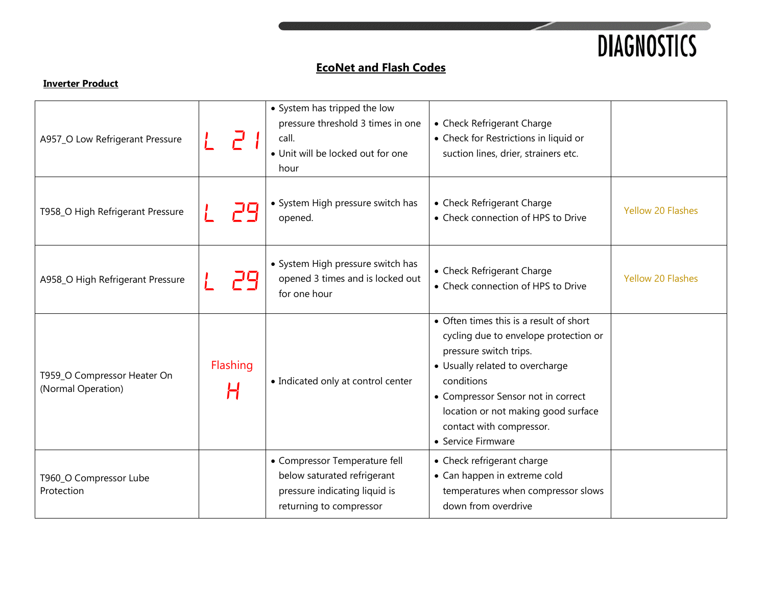## EcoNet and Flash Codes

**Inverter Product**

| | | | | |
|---|---|---|---|---|
| A957_O Low Refrigerant Pressure | L 21 | • System has tripped the low pressure threshold 3 times in one call.<br>• Unit will be locked out for one hour | • Check Refrigerant Charge<br>• Check for Restrictions in liquid or suction lines, drier, strainers etc. | |
| T958_O High Refrigerant Pressure | L 29 | • System High pressure switch has opened. | • Check Refrigerant Charge<br>• Check connection of HPS to Drive | Yellow 20 Flashes |
| A958_O High Refrigerant Pressure | L 29 | • System High pressure switch has opened 3 times and is locked out for one hour | • Check Refrigerant Charge<br>• Check connection of HPS to Drive | Yellow 20 Flashes |
| T959_O Compressor Heater On (Normal Operation) | Flashing H | • Indicated only at control center | • Often times this is a result of short cycling due to envelope protection or pressure switch trips.<br>• Usually related to overcharge conditions<br>• Compressor Sensor not in correct location or not making good surface contact with compressor.<br>• Service Firmware | |
| T960_O Compressor Lube Protection | | • Compressor Temperature fell below saturated refrigerant pressure indicating liquid is returning to compressor | • Check refrigerant charge<br>• Can happen in extreme cold temperatures when compressor slows down from overdrive | |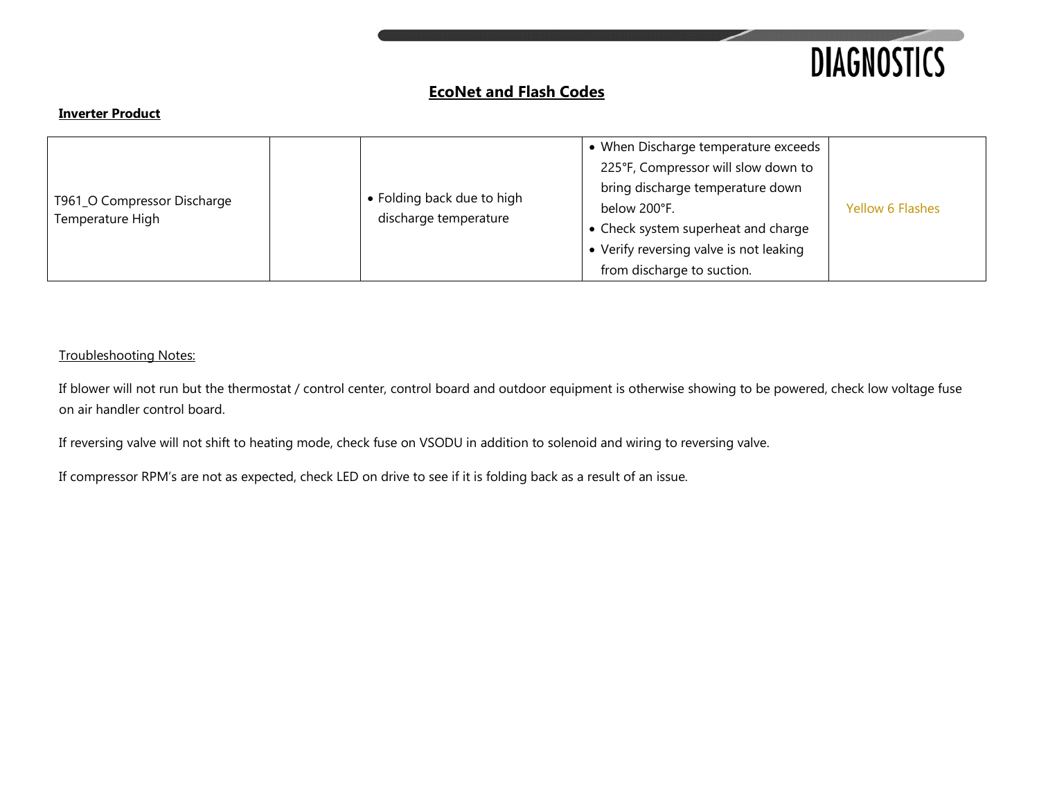## EcoNet and Flash Codes

**Inverter Product**

| | | | | |
|---|---|---|---|---|
| T961_O Compressor Discharge Temperature High | | • Folding back due to high discharge temperature | • When Discharge temperature exceeds 225°F, Compressor will slow down to bring discharge temperature down below 200°F.<br>• Check system superheat and charge<br>• Verify reversing valve is not leaking from discharge to suction. | Yellow 6 Flashes |

Troubleshooting Notes:

If blower will not run but the thermostat / control center, control board and outdoor equipment is otherwise showing to be powered, check low voltage fuse on air handler control board.

If reversing valve will not shift to heating mode, check fuse on VSODU in addition to solenoid and wiring to reversing valve.

If compressor RPM's are not as expected, check LED on drive to see if it is folding back as a result of an issue.